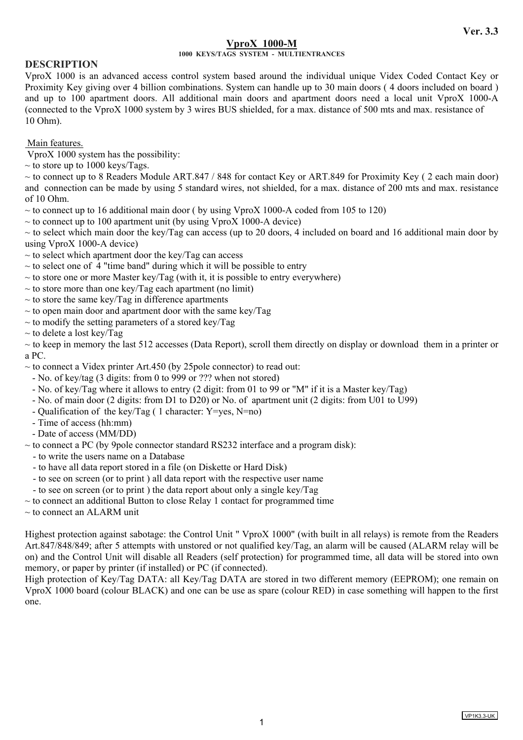Ver. 3.3

# VproX 1000-M

**1000 KEYS/TAGS SYSTEM - MULTIENTRANCES**

## DESCRIPTION

VproX 1000 is an advanced access control system based around the individual unique Videx Coded Contact Key or Proximity Key giving over 4 billion combinations. System can handle up to 30 main doors ( 4 doors included on board ) and up to 100 apartment doors. All additional main doors and apartment doors need a local unit VproX 1000-A (connected to the VproX 1000 system by 3 wires BUS shielded, for a max. distance of 500 mts and max. resistance of 10 Ohm).

Main features.

VproX 1000 system has the possibility:

~ to store up to 1000 keys/Tags.

~ to connect up to 8 Readers Module ART.847 / 848 for contact Key or ART.849 for Proximity Key ( 2 each main door) and connection can be made by using 5 standard wires, not shielded, for a max. distance of 200 mts and max. resistance of 10 Ohm.

~ to connect up to 16 additional main door ( by using VproX 1000-A coded from 105 to 120)

~ to connect up to 100 apartment unit (by using VproX 1000-A device)

~ to select which main door the key/Tag can access (up to 20 doors, 4 included on board and 16 additional main door by using VproX 1000-A device)

~ to select which apartment door the key/Tag can access

~ to select one of 4 "time band" during which it will be possible to entry

~ to store one or more Master key/Tag (with it, it is possible to entry everywhere)

~ to store more than one key/Tag each apartment (no limit)

~ to store the same key/Tag in difference apartments

~ to open main door and apartment door with the same key/Tag

~ to modify the setting parameters of a stored key/Tag

~ to delete a lost key/Tag

~ to keep in memory the last 512 accesses (Data Report), scroll them directly on display or download them in a printer or a PC.

~ to connect a Videx printer Art.450 (by 25pole connector) to read out:

- No. of key/tag (3 digits: from 0 to 999 or ??? when not stored)
- No. of key/Tag where it allows to entry (2 digit: from 01 to 99 or "M" if it is a Master key/Tag)
- No. of main door (2 digits: from D1 to D20) or No. of apartment unit (2 digits: from U01 to U99)
- Qualification of the key/Tag ( 1 character: Y=yes, N=no)
- Time of access (hh:mm)
- Date of access (MM/DD)

~ to connect a PC (by 9pole connector standard RS232 interface and a program disk):

- to write the users name on a Database
- to have all data report stored in a file (on Diskette or Hard Disk)
- to see on screen (or to print ) all data report with the respective user name
- to see on screen (or to print ) the data report about only a single key/Tag

~ to connect an additional Button to close Relay 1 contact for programmed time

~ to connect an ALARM unit

Highest protection against sabotage: the Control Unit " VproX 1000" (with built in all relays) is remote from the Readers Art.847/848/849; after 5 attempts with unstored or not qualified key/Tag, an alarm will be caused (ALARM relay will be on) and the Control Unit will disable all Readers (self protection) for programmed time, all data will be stored into own memory, or paper by printer (if installed) or PC (if connected).

High protection of Key/Tag DATA: all Key/Tag DATA are stored in two different memory (EEPROM); one remain on VproX 1000 board (colour BLACK) and one can be use as spare (colour RED) in case something will happen to the first one.

VP1K3.3-UK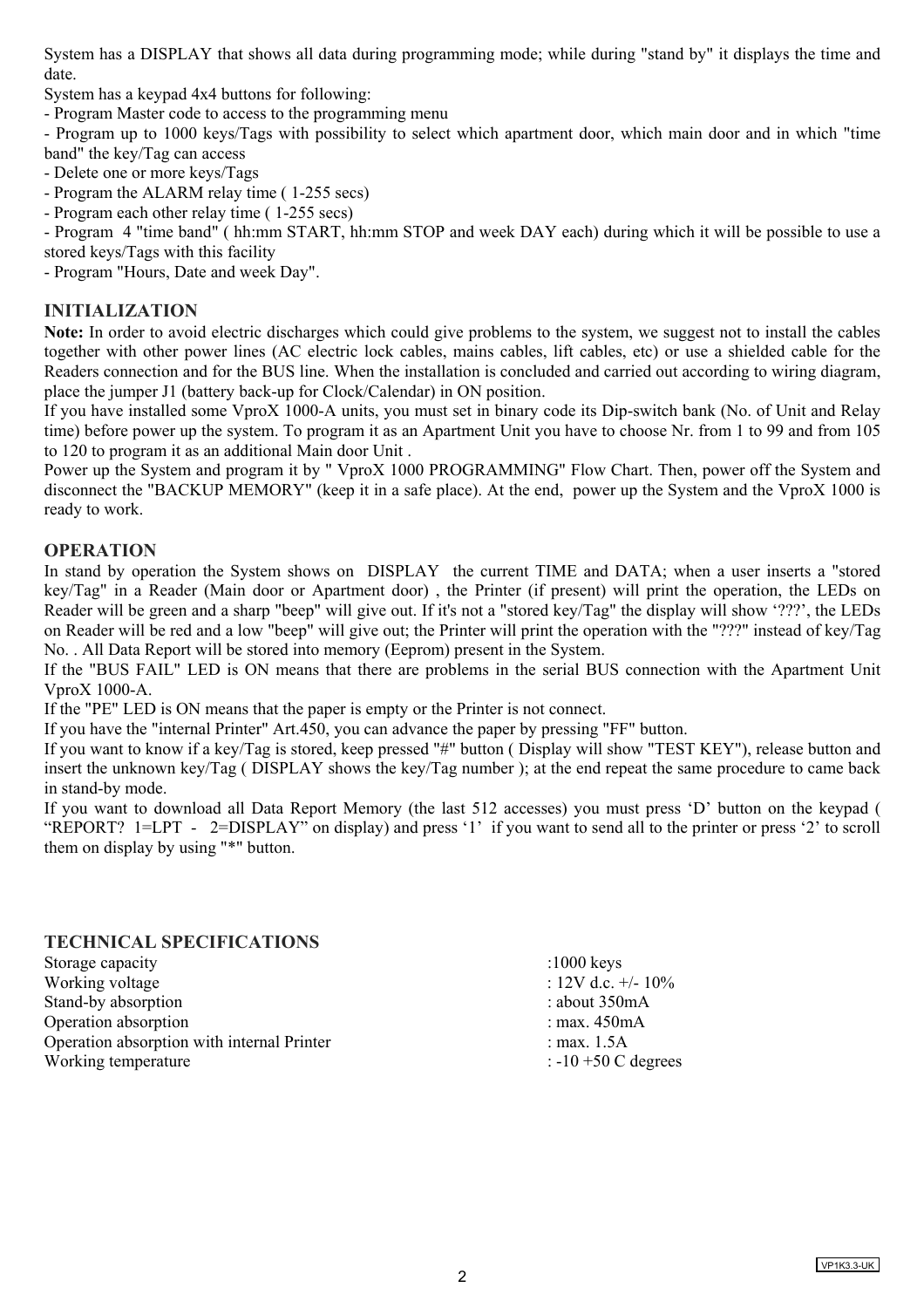System has a DISPLAY that shows all data during programming mode; while during "stand by" it displays the time and date.

System has a keypad 4x4 buttons for following:

- Program Master code to access to the programming menu
- Program up to 1000 keys/Tags with possibility to select which apartment door, which main door and in which "time band" the key/Tag can access
- Delete one or more keys/Tags
- Program the ALARM relay time ( 1-255 secs)
- Program each other relay time ( 1-255 secs)
- Program 4 "time band" ( hh:mm START, hh:mm STOP and week DAY each) during which it will be possible to use a stored keys/Tags with this facility
- Program "Hours, Date and week Day".

## INITIALIZATION

**Note:** In order to avoid electric discharges which could give problems to the system, we suggest not to install the cables together with other power lines (AC electric lock cables, mains cables, lift cables, etc) or use a shielded cable for the Readers connection and for the BUS line. When the installation is concluded and carried out according to wiring diagram, place the jumper J1 (battery back-up for Clock/Calendar) in ON position.

If you have installed some VproX 1000-A units, you must set in binary code its Dip-switch bank (No. of Unit and Relay time) before power up the system. To program it as an Apartment Unit you have to choose Nr. from 1 to 99 and from 105 to 120 to program it as an additional Main door Unit .

Power up the System and program it by " VproX 1000 PROGRAMMING" Flow Chart. Then, power off the System and disconnect the "BACKUP MEMORY" (keep it in a safe place). At the end, power up the System and the VproX 1000 is ready to work.

## OPERATION

In stand by operation the System shows on DISPLAY the current TIME and DATA; when a user inserts a "stored key/Tag" in a Reader (Main door or Apartment door) , the Printer (if present) will print the operation, the LEDs on Reader will be green and a sharp "beep" will give out. If it's not a "stored key/Tag" the display will show '???', the LEDs on Reader will be red and a low "beep" will give out; the Printer will print the operation with the "???" instead of key/Tag No. . All Data Report will be stored into memory (Eeprom) present in the System.

If the "BUS FAIL" LED is ON means that there are problems in the serial BUS connection with the Apartment Unit VproX 1000-A.

If the "PE" LED is ON means that the paper is empty or the Printer is not connect.

If you have the "internal Printer" Art.450, you can advance the paper by pressing "FF" button.

If you want to know if a key/Tag is stored, keep pressed "#" button ( Display will show "TEST KEY"), release button and insert the unknown key/Tag ( DISPLAY shows the key/Tag number ); at the end repeat the same procedure to came back in stand-by mode.

If you want to download all Data Report Memory (the last 512 accesses) you must press 'D' button on the keypad ( "REPORT? 1=LPT - 2=DISPLAY" on display) and press '1' if you want to send all to the printer or press '2' to scroll them on display by using "*" button.

## TECHNICAL SPECIFICATIONS

| | |
|---|---|
| Storage capacity | :1000 keys |
| Working voltage | : 12V d.c. +/- 10% |
| Stand-by absorption | : about 350mA |
| Operation absorption | : max. 450mA |
| Operation absorption with internal Printer | : max. 1.5A |
| Working temperature | : -10 +50 C degrees |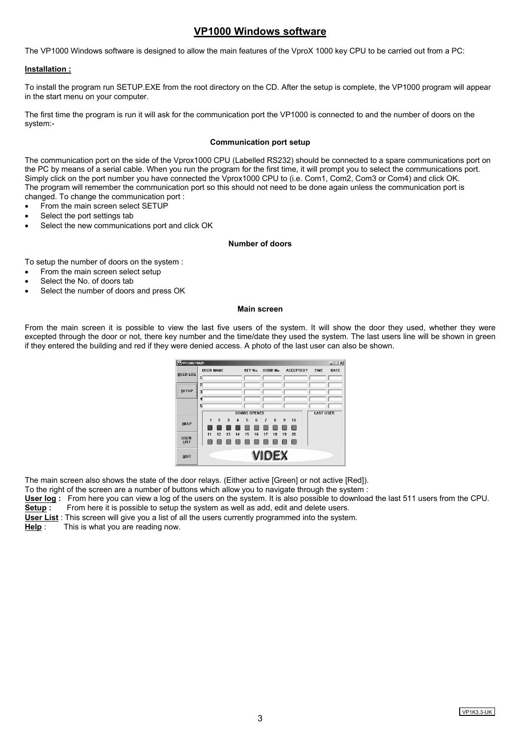# VP1000 Windows software

The VP1000 Windows software is designed to allow the main features of the VproX 1000 key CPU to be carried out from a PC:

**Installation :**

To install the program run SETUP.EXE from the root directory on the CD. After the setup is complete, the VP1000 program will appear in the start menu on your computer.

The first time the program is run it will ask for the communication port the VP1000 is connected to and the number of doors on the system:-

### Communication port setup

The communication port on the side of the Vprox1000 CPU (Labelled RS232) should be connected to a spare communications port on the PC by means of a serial cable. When you run the program for the first time, it will prompt you to select the communications port. Simply click on the port number you have connected the Vprox1000 CPU to (i.e. Com1, Com2, Com3 or Com4) and click OK.
The program will remember the communication port so this should not need to be done again unless the communication port is changed. To change the communication port :

- From the main screen select SETUP
- Select the port settings tab
- Select the new communications port and click OK

### Number of doors

To setup the number of doors on the system :

- From the main screen select setup
- Select the No. of doors tab
- Select the number of doors and press OK

### Main screen

From the main screen it is possible to view the last five users of the system. It will show the door they used, whether they were excepted through the door or not, there key number and the time/date they used the system. The last users line will be shown in green if they entered the building and red if they were denied access. A photo of the last user can also be shown.

The main screen also shows the state of the door relays. (Either active [Green] or not active [Red]).
To the right of the screen are a number of buttons which allow you to navigate through the system :
**User log :** From here you can view a log of the users on the system. It is also possible to download the last 511 users from the CPU.
**Setup :** From here it is possible to setup the system as well as add, edit and delete users.
**User List** : This screen will give you a list of all the users currently programmed into the system.
**Help** : This is what you are reading now.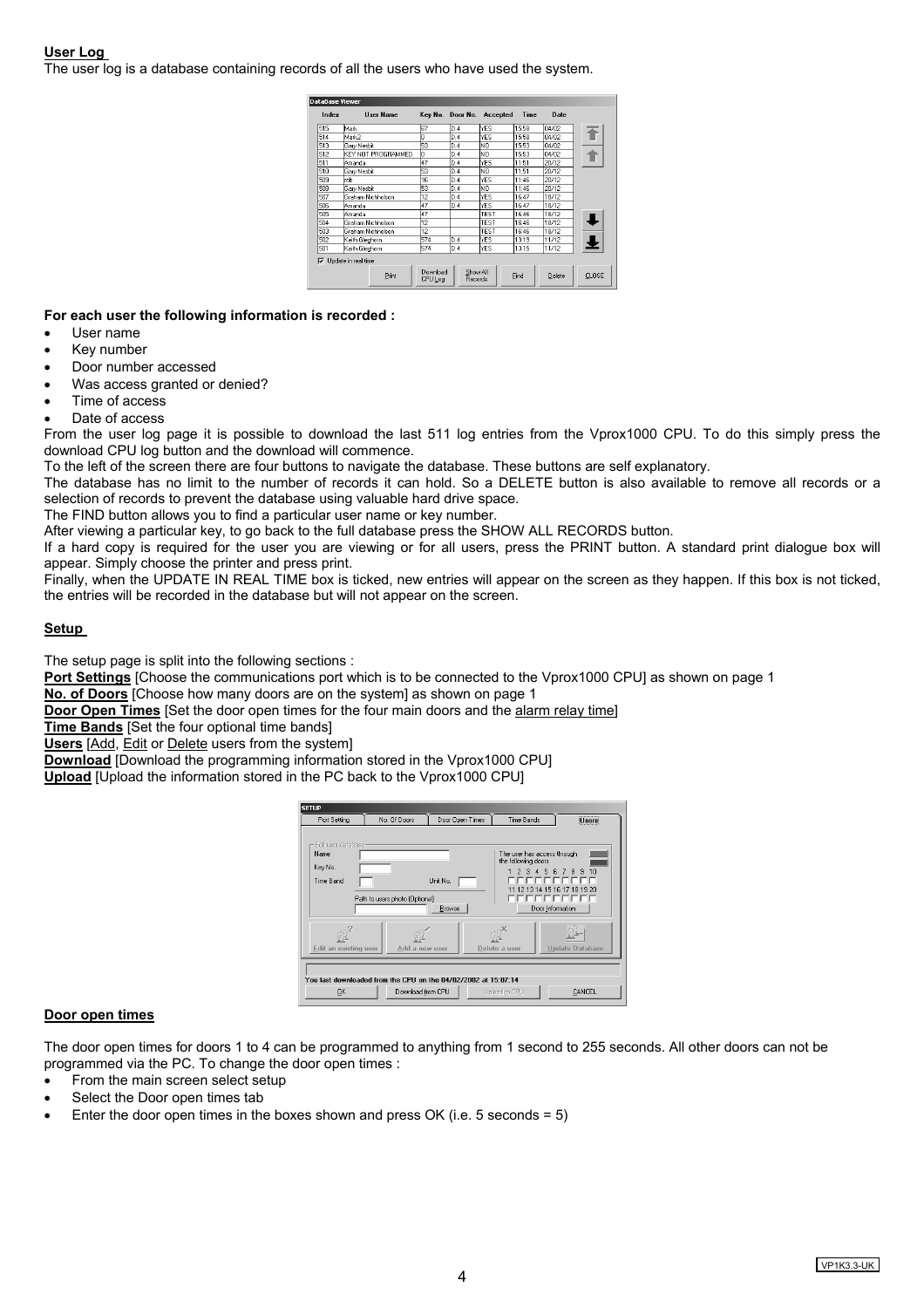**User Log**

The user log is a database containing records of all the users who have used the system.

**For each user the following information is recorded :**

- User name
- Key number
- Door number accessed
- Was access granted or denied?
- Time of access
- Date of access

From the user log page it is possible to download the last 511 log entries from the Vprox1000 CPU. To do this simply press the download CPU log button and the download will commence.

To the left of the screen there are four buttons to navigate the database. These buttons are self explanatory.

The database has no limit to the number of records it can hold. So a DELETE button is also available to remove all records or a selection of records to prevent the database using valuable hard drive space.

The FIND button allows you to find a particular user name or key number.

After viewing a particular key, to go back to the full database press the SHOW ALL RECORDS button.

If a hard copy is required for the user you are viewing or for all users, press the PRINT button. A standard print dialogue box will appear. Simply choose the printer and press print.

Finally, when the UPDATE IN REAL TIME box is ticked, new entries will appear on the screen as they happen. If this box is not ticked, the entries will be recorded in the database but will not appear on the screen.

**Setup**

The setup page is split into the following sections :

**Port Settings** [Choose the communications port which is to be connected to the Vprox1000 CPU] as shown on page 1

**No. of Doors** [Choose how many doors are on the system] as shown on page 1

**Door Open Times** [Set the door open times for the four main doors and the alarm relay time]

**Time Bands** [Set the four optional time bands]

**Users** [Add, Edit or Delete users from the system]

**Download** [Download the programming information stored in the Vprox1000 CPU]

**Upload** [Upload the information stored in the PC back to the Vprox1000 CPU]

**Door open times**

The door open times for doors 1 to 4 can be programmed to anything from 1 second to 255 seconds. All other doors can not be programmed via the PC. To change the door open times :

- From the main screen select setup
- Select the Door open times tab
- Enter the door open times in the boxes shown and press OK (i.e. 5 seconds = 5)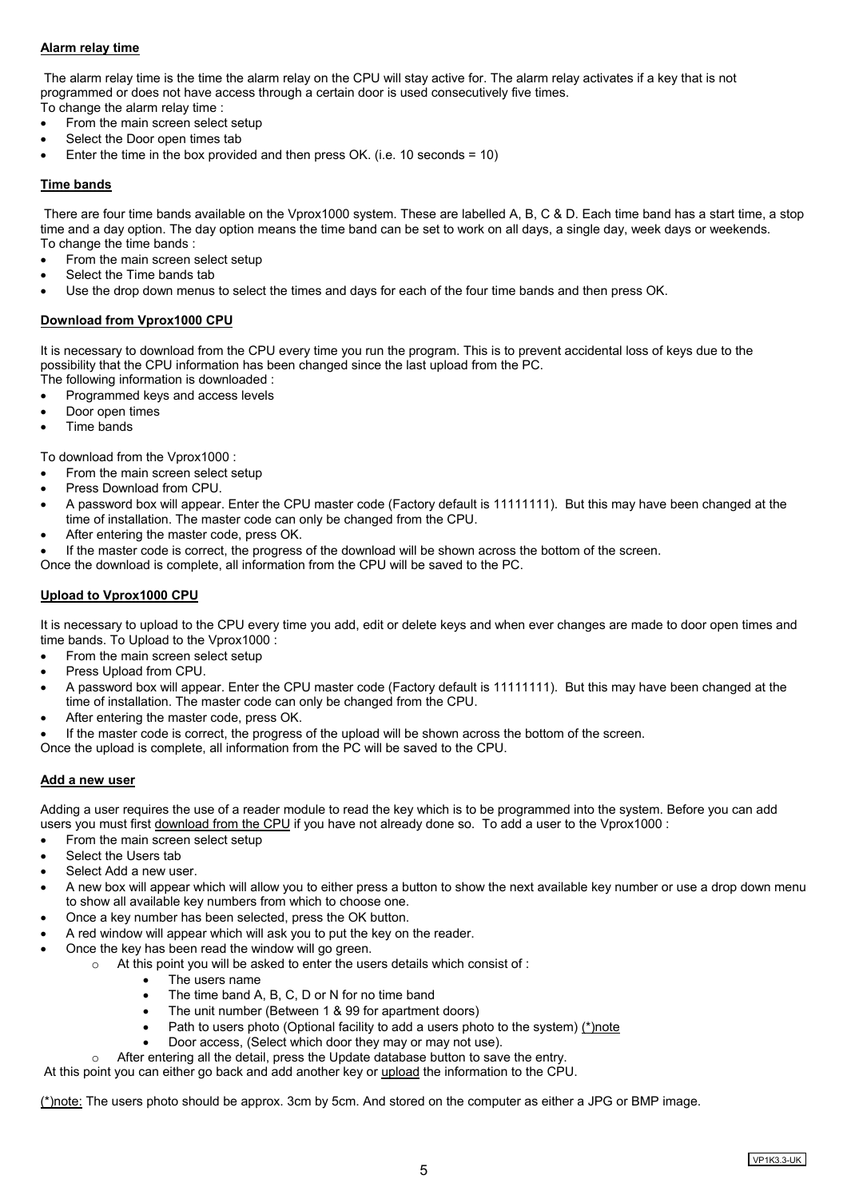**<u>Alarm relay time</u>**

The alarm relay time is the time the alarm relay on the CPU will stay active for. The alarm relay activates if a key that is not programmed or does not have access through a certain door is used consecutively five times.
To change the alarm relay time :

- From the main screen select setup
- Select the Door open times tab
- Enter the time in the box provided and then press OK. (i.e. 10 seconds = 10)

**<u>Time bands</u>**

There are four time bands available on the Vprox1000 system. These are labelled A, B, C & D. Each time band has a start time, a stop time and a day option. The day option means the time band can be set to work on all days, a single day, week days or weekends.
To change the time bands :

- From the main screen select setup
- Select the Time bands tab
- Use the drop down menus to select the times and days for each of the four time bands and then press OK.

**<u>Download from Vprox1000 CPU</u>**

It is necessary to download from the CPU every time you run the program. This is to prevent accidental loss of keys due to the possibility that the CPU information has been changed since the last upload from the PC.
The following information is downloaded :

- Programmed keys and access levels
- Door open times
- Time bands

To download from the Vprox1000 :

- From the main screen select setup
- Press Download from CPU.
- A password box will appear. Enter the CPU master code (Factory default is 11111111). But this may have been changed at the time of installation. The master code can only be changed from the CPU.
- After entering the master code, press OK.
- If the master code is correct, the progress of the download will be shown across the bottom of the screen.

Once the download is complete, all information from the CPU will be saved to the PC.

**<u>Upload to Vprox1000 CPU</u>**

It is necessary to upload to the CPU every time you add, edit or delete keys and when ever changes are made to door open times and time bands. To Upload to the Vprox1000 :

- From the main screen select setup
- Press Upload from CPU.
- A password box will appear. Enter the CPU master code (Factory default is 11111111). But this may have been changed at the time of installation. The master code can only be changed from the CPU.
- After entering the master code, press OK.
- If the master code is correct, the progress of the upload will be shown across the bottom of the screen.

Once the upload is complete, all information from the PC will be saved to the CPU.

**<u>Add a new user</u>**

Adding a user requires the use of a reader module to read the key which is to be programmed into the system. Before you can add users you must first <u>download from the CPU</u> if you have not already done so. To add a user to the Vprox1000 :

- From the main screen select setup
- Select the Users tab
- Select Add a new user.
- A new box will appear which will allow you to either press a button to show the next available key number or use a drop down menu to show all available key numbers from which to choose one.
- Once a key number has been selected, press the OK button.
- A red window will appear which will ask you to put the key on the reader.
- Once the key has been read the window will go green.
  - At this point you will be asked to enter the users details which consist of :
    - The users name
    - The time band A, B, C, D or N for no time band
    - The unit number (Between 1 & 99 for apartment doors)
    - Path to users photo (Optional facility to add a users photo to the system) <u>(*)note</u>
    - Door access, (Select which door they may or may not use).
  - After entering all the detail, press the Update database button to save the entry.

At this point you can either go back and add another key or <u>upload</u> the information to the CPU.

<u>(*)note:</u> The users photo should be approx. 3cm by 5cm. And stored on the computer as either a JPG or BMP image.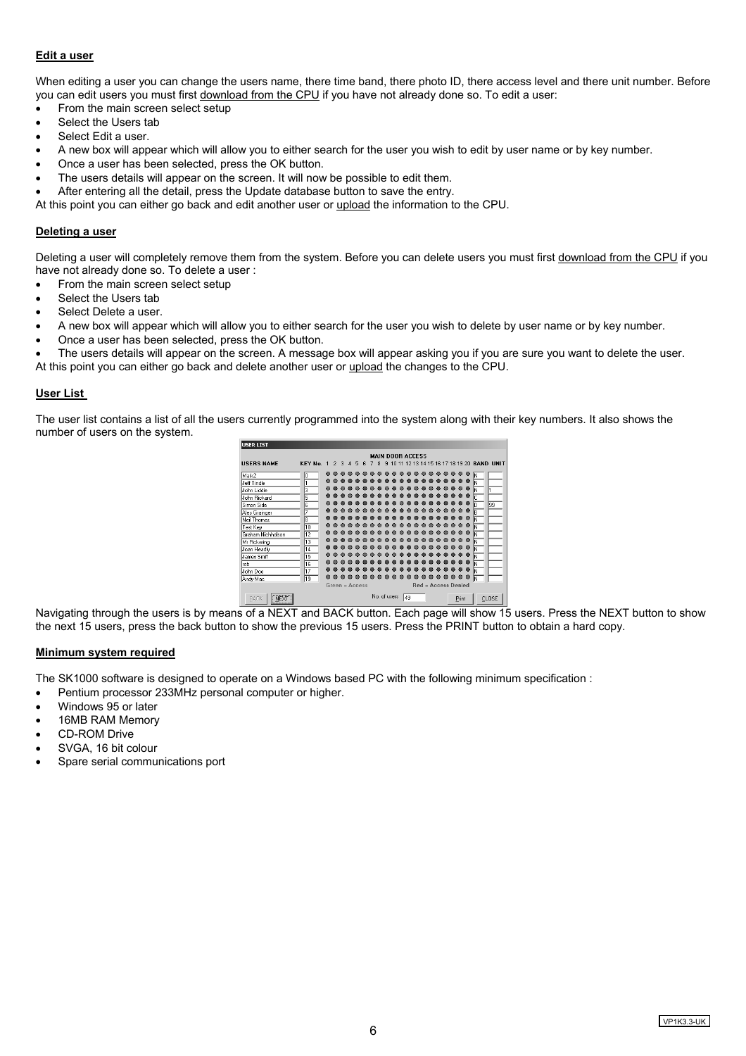**Edit a user**

When editing a user you can change the users name, there time band, there photo ID, there access level and there unit number. Before you can edit users you must first download from the CPU if you have not already done so. To edit a user:

- From the main screen select setup
- Select the Users tab
- Select Edit a user.
- A new box will appear which will allow you to either search for the user you wish to edit by user name or by key number.
- Once a user has been selected, press the OK button.
- The users details will appear on the screen. It will now be possible to edit them.
- After entering all the detail, press the Update database button to save the entry.

At this point you can either go back and edit another user or upload the information to the CPU.

**Deleting a user**

Deleting a user will completely remove them from the system. Before you can delete users you must first download from the CPU if you have not already done so. To delete a user :

- From the main screen select setup
- Select the Users tab
- Select Delete a user.
- A new box will appear which will allow you to either search for the user you wish to delete by user name or by key number.
- Once a user has been selected, press the OK button.
- The users details will appear on the screen. A message box will appear asking you if you are sure you want to delete the user.

At this point you can either go back and delete another user or upload the changes to the CPU.

**User List**

The user list contains a list of all the users currently programmed into the system along with their key numbers. It also shows the number of users on the system.

Navigating through the users is by means of a NEXT and BACK button. Each page will show 15 users. Press the NEXT button to show the next 15 users, press the back button to show the previous 15 users. Press the PRINT button to obtain a hard copy.

**Minimum system required**

The SK1000 software is designed to operate on a Windows based PC with the following minimum specification :

- Pentium processor 233MHz personal computer or higher.
- Windows 95 or later
- 16MB RAM Memory
- CD-ROM Drive
- SVGA, 16 bit colour
- Spare serial communications port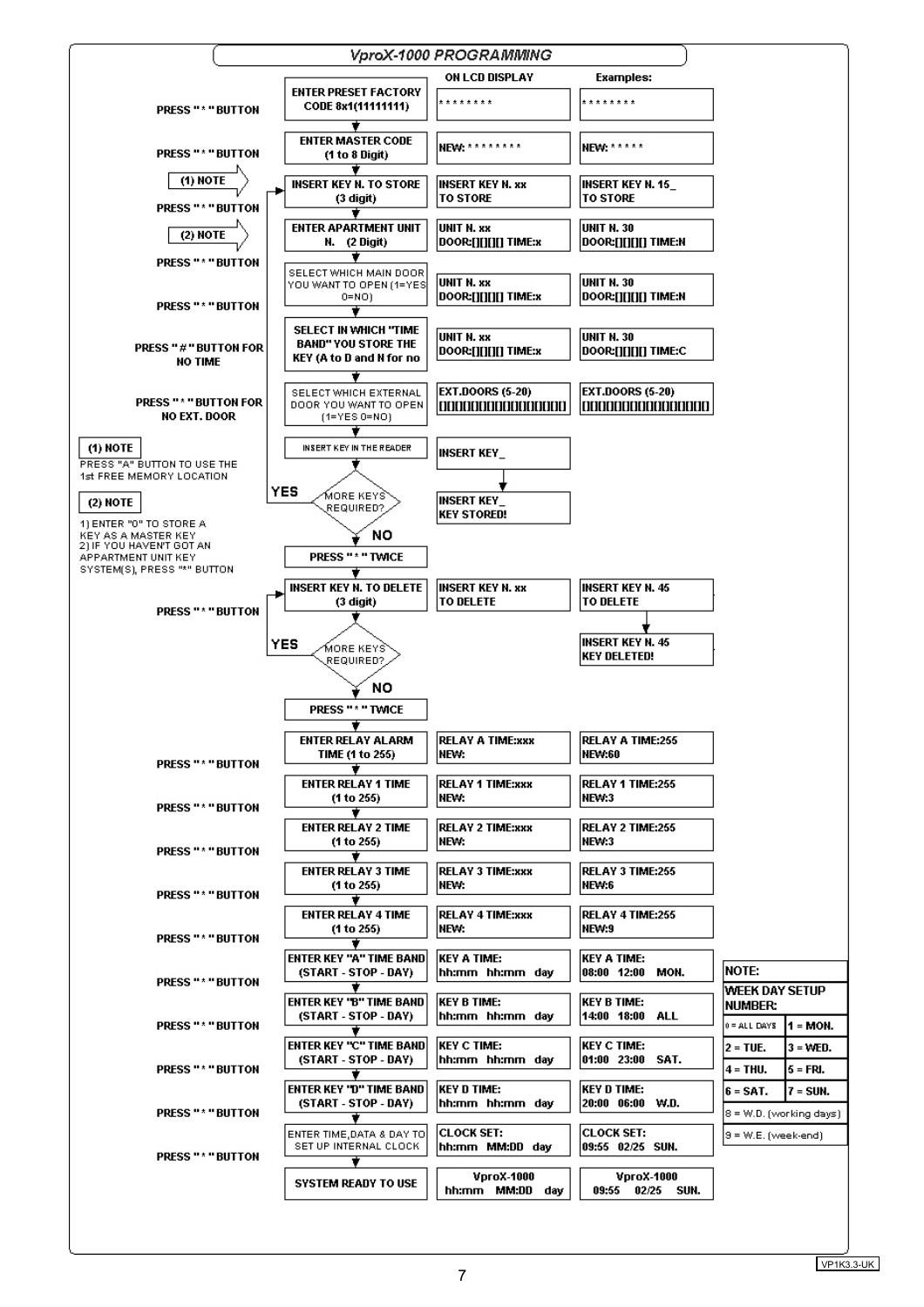# VproX-1000 PROGRAMMING

| Action | Step | ON LCD DISPLAY | Examples: |
|---|---|---|---|
| PRESS "*" BUTTON | ENTER PRESET FACTORY CODE 8x1(11111111) | ******** | ******** |
| PRESS "*" BUTTON | ENTER MASTER CODE (1 to 8 Digit) | NEW: ******** | NEW: ***** |
| (1) NOTE / PRESS "*" BUTTON | INSERT KEY N. TO STORE (3 digit) | INSERT KEY N. xx TO STORE | INSERT KEY N. 15_ TO STORE |
| (2) NOTE / PRESS "*" BUTTON | ENTER APARTMENT UNIT N. (2 Digit) | UNIT N. xx DOOR:[][][][] TIME:x | UNIT N. 30 DOOR:[][][][] TIME:N |
| PRESS "*" BUTTON | SELECT WHICH MAIN DOOR YOU WANT TO OPEN (1=YES 0=NO) | UNIT N. xx DOOR:[][][][] TIME:x | UNIT N. 30 DOOR:[][][][] TIME:N |
| PRESS "#" BUTTON FOR NO TIME | SELECT IN WHICH "TIME BAND" YOU STORE THE KEY (A to D and N for no | UNIT N. xx DOOR:[][][][] TIME:x | UNIT N. 30 DOOR:[][][][] TIME:C |
| PRESS "*" BUTTON FOR NO EXT. DOOR | SELECT WHICH EXTERNAL DOOR YOU WANT TO OPEN (1=YES 0=NO) | EXT.DOORS (5-20) [][][][][][][][][][][][][][][][] | EXT.DOORS (5-20) [][][][][][][][][][][][][][][][] |
| | INSERT KEY IN THE READER | INSERT KEY_ → INSERT KEY_ KEY STORED! | |
| | MORE KEYS REQUIRED? YES → back to INSERT KEY N. TO STORE; NO ↓ | | |
| | PRESS "*" TWICE | | |
| PRESS "*" BUTTON | INSERT KEY N. TO DELETE (3 digit) | INSERT KEY N. xx TO DELETE | INSERT KEY N. 45 TO DELETE → INSERT KEY N. 45 KEY DELETED! |
| | MORE KEYS REQUIRED? YES → back to INSERT KEY N. TO DELETE; NO ↓ | | |
| | PRESS "*" TWICE | | |
| PRESS "*" BUTTON | ENTER RELAY ALARM TIME (1 to 255) | RELAY A TIME:xxx NEW: | RELAY A TIME:255 NEW:60 |
| PRESS "*" BUTTON | ENTER RELAY 1 TIME (1 to 255) | RELAY 1 TIME:xxx NEW: | RELAY 1 TIME:255 NEW:3 |
| PRESS "*" BUTTON | ENTER RELAY 2 TIME (1 to 255) | RELAY 2 TIME:xxx NEW: | RELAY 2 TIME:255 NEW:3 |
| PRESS "*" BUTTON | ENTER RELAY 3 TIME (1 to 255) | RELAY 3 TIME:xxx NEW: | RELAY 3 TIME:255 NEW:6 |
| PRESS "*" BUTTON | ENTER RELAY 4 TIME (1 to 255) | RELAY 4 TIME:xxx NEW: | RELAY 4 TIME:255 NEW:9 |
| PRESS "*" BUTTON | ENTER KEY "A" TIME BAND (START - STOP - DAY) | KEY A TIME: hh:mm hh:mm day | KEY A TIME: 08:00 12:00 MON. |
| PRESS "*" BUTTON | ENTER KEY "B" TIME BAND (START - STOP - DAY) | KEY B TIME: hh:mm hh:mm day | KEY B TIME: 14:00 18:00 ALL |
| PRESS "*" BUTTON | ENTER KEY "C" TIME BAND (START - STOP - DAY) | KEY C TIME: hh:mm hh:mm day | KEY C TIME: 01:00 23:00 SAT. |
| PRESS "*" BUTTON | ENTER KEY "D" TIME BAND (START - STOP - DAY) | KEY D TIME: hh:mm hh:mm day | KEY D TIME: 20:00 06:00 W.D. |
| PRESS "*" BUTTON | ENTER TIME,DATA & DAY TO SET UP INTERNAL CLOCK | CLOCK SET: hh:mm MM:DD day | CLOCK SET: 09:55 02/25 SUN. |
| | SYSTEM READY TO USE | VproX-1000 hh:mm MM:DD day | VproX-1000 09:55 02/25 SUN. |

**(1) NOTE**
PRESS "A" BUTTON TO USE THE 1st FREE MEMORY LOCATION

**(2) NOTE**
1) ENTER "0" TO STORE A KEY AS A MASTER KEY
2) IF YOU HAVEN'T GOT AN APPARTMENT UNIT KEY SYSTEM(S), PRESS "*" BUTTON

**NOTE:**
**WEEK DAY SETUP NUMBER:**

| | |
|---|---|
| 0 = ALL DAYS | 1 = MON. |
| 2 = TUE. | 3 = WED. |
| 4 = THU. | 5 = FRI. |
| 6 = SAT. | 7 = SUN. |
| 8 = W.D. (working days) | |
| 9 = W.E. (week-end) | |

VP1K3.3-UK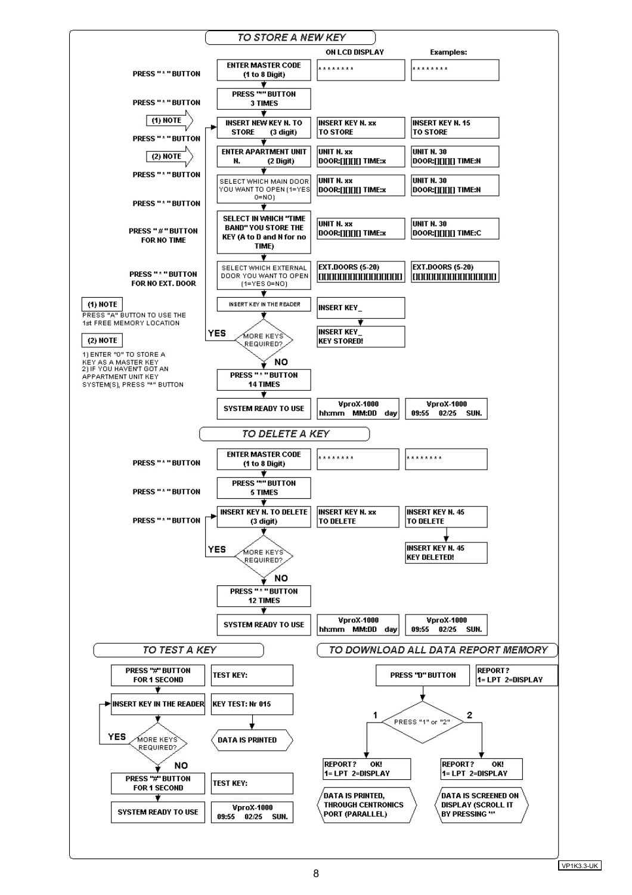## TO STORE A NEW KEY

| Action | Step | ON LCD DISPLAY | Examples: |
|---|---|---|---|
| PRESS "*" BUTTON | ENTER MASTER CODE (1 to 8 Digit) | ******** | ******** |
| PRESS "*" BUTTON | PRESS "*" BUTTON 3 TIMES | | |
| (1) NOTE / PRESS "*" BUTTON | INSERT NEW KEY N. TO STORE (3 digit) | INSERT KEY N. xx TO STORE | INSERT KEY N. 15 TO STORE |
| (2) NOTE / PRESS "*" BUTTON | ENTER APARTMENT UNIT N. (2 Digit) | UNIT N. xx DOOR:[][][][] TIME:x | UNIT N. 30 DOOR:[][][][] TIME:N |
| PRESS "*" BUTTON | SELECT WHICH MAIN DOOR YOU WANT TO OPEN (1=YES 0=NO) | UNIT N. xx DOOR:[][][][] TIME:x | UNIT N. 30 DOOR:[][][][] TIME:N |
| PRESS "#" BUTTON FOR NO TIME | SELECT IN WHICH "TIME BAND" YOU STORE THE KEY (A to D and N for no TIME) | UNIT N. xx DOOR:[][][][] TIME:x | UNIT N. 30 DOOR:[][][][] TIME:C |
| PRESS "*" BUTTON FOR NO EXT. DOOR | SELECT WHICH EXTERNAL DOOR YOU WANT TO OPEN (1=YES 0=NO) | EXT.DOORS (5-20) [][][][][][][][][][][][][][][][] | EXT.DOORS (5-20) [][][][][][][][][][][][][][][][] |
| | INSERT KEY IN THE READER | INSERT KEY_ → INSERT KEY_ KEY STORED! | |
| | MORE KEYS REQUIRED? YES → back to INSERT NEW KEY N. TO STORE; NO ↓ | | |
| | PRESS "*" BUTTON 14 TIMES | | |
| | SYSTEM READY TO USE | VproX-1000 hh:mm MM:DD day | VproX-1000 09:55 02/25 SUN. |

**(1) NOTE**
PRESS "A" BUTTON TO USE THE 1st FREE MEMORY LOCATION

**(2) NOTE**
1) ENTER "0" TO STORE A KEY AS A MASTER KEY
2) IF YOU HAVEN'T GOT AN APPARTMENT UNIT KEY SYSTEM(S), PRESS "*" BUTTON

## TO DELETE A KEY

| Action | Step | ON LCD DISPLAY | Examples: |
|---|---|---|---|
| PRESS "*" BUTTON | ENTER MASTER CODE (1 to 8 Digit) | ******** | ******** |
| PRESS "*" BUTTON | PRESS "*" BUTTON 5 TIMES | | |
| PRESS "*" BUTTON | INSERT KEY N. TO DELETE (3 digit) | INSERT KEY N. xx TO DELETE | INSERT KEY N. 45 TO DELETE → INSERT KEY N. 45 KEY DELETED! |
| | MORE KEYS REQUIRED? YES → back to INSERT KEY N. TO DELETE; NO ↓ | | |
| | PRESS "*" BUTTON 12 TIMES | | |
| | SYSTEM READY TO USE | VproX-1000 hh:mm MM:DD day | VproX-1000 09:55 02/25 SUN. |

## TO TEST A KEY

| Step | LCD DISPLAY |
|---|---|
| PRESS "#" BUTTON FOR 1 SECOND | TEST KEY: |
| INSERT KEY IN THE READER | KEY TEST: Nr 015 → DATA IS PRINTED |
| MORE KEYS REQUIRED? YES → back to INSERT KEY IN THE READER; NO ↓ | |
| PRESS "#" BUTTON FOR 1 SECOND | TEST KEY: |
| SYSTEM READY TO USE | VproX-1000 09:55 02/25 SUN. |

## TO DOWNLOAD ALL DATA REPORT MEMORY

PRESS "D" BUTTON — REPORT? 1= LPT 2=DISPLAY

PRESS "1" or "2"

- **1**: REPORT? OK! 1= LPT 2=DISPLAY → DATA IS PRINTED, THROUGH CENTRONICS PORT (PARALLEL)
- **2**: REPORT? OK! 1= LPT 2=DISPLAY → DATA IS SCREENED ON DISPLAY (SCROLL IT BY PRESSING "*"

VP1K3.3-UK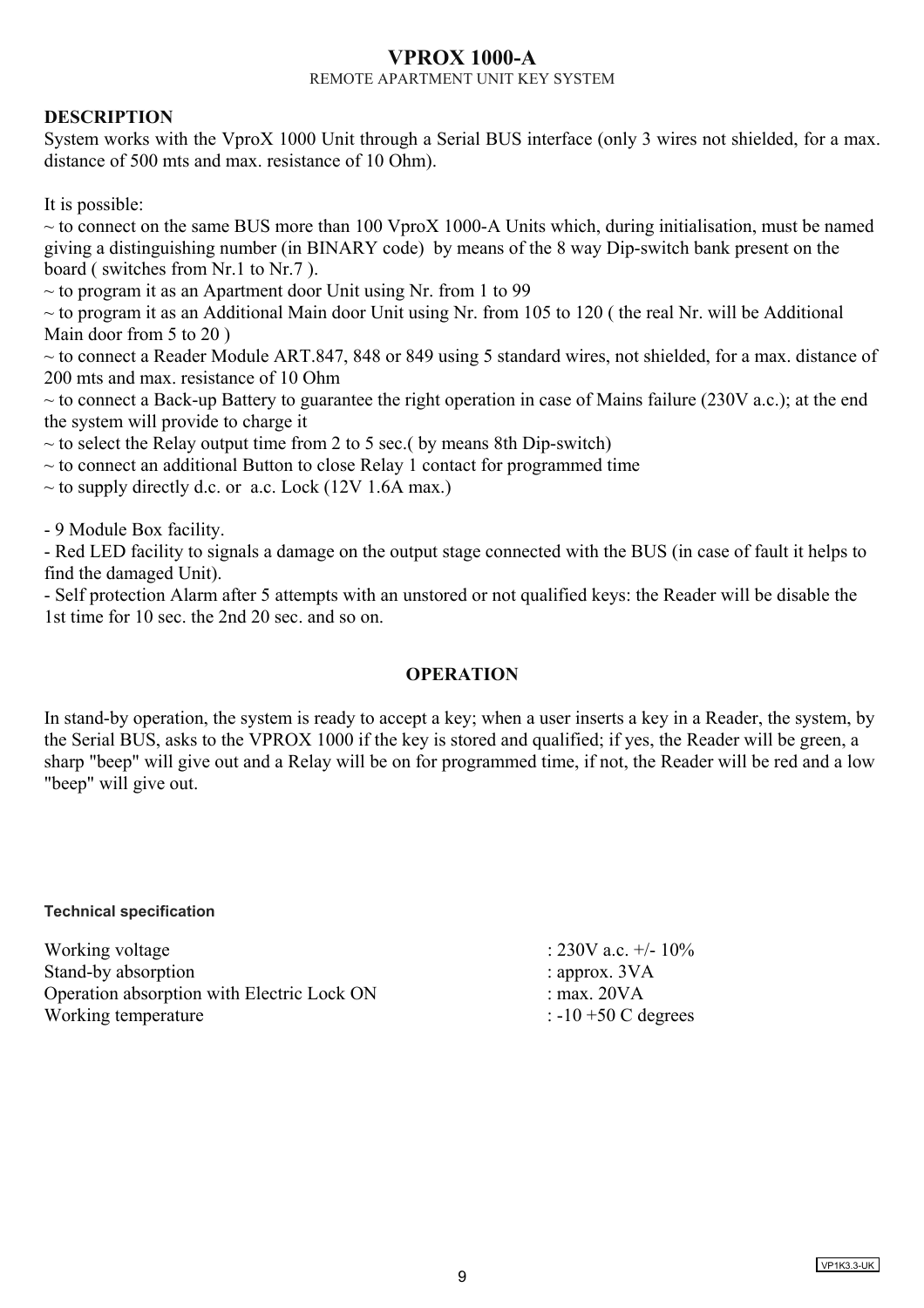# VPROX 1000-A

REMOTE APARTMENT UNIT KEY SYSTEM

**DESCRIPTION**

System works with the VproX 1000 Unit through a Serial BUS interface (only 3 wires not shielded, for a max. distance of 500 mts and max. resistance of 10 Ohm).

It is possible:

~ to connect on the same BUS more than 100 VproX 1000-A Units which, during initialisation, must be named giving a distinguishing number (in BINARY code) by means of the 8 way Dip-switch bank present on the board ( switches from Nr.1 to Nr.7 ).

~ to program it as an Apartment door Unit using Nr. from 1 to 99

~ to program it as an Additional Main door Unit using Nr. from 105 to 120 ( the real Nr. will be Additional Main door from 5 to 20 )

~ to connect a Reader Module ART.847, 848 or 849 using 5 standard wires, not shielded, for a max. distance of 200 mts and max. resistance of 10 Ohm

~ to connect a Back-up Battery to guarantee the right operation in case of Mains failure (230V a.c.); at the end the system will provide to charge it

~ to select the Relay output time from 2 to 5 sec.( by means 8th Dip-switch)

~ to connect an additional Button to close Relay 1 contact for programmed time

~ to supply directly d.c. or a.c. Lock (12V 1.6A max.)

- 9 Module Box facility.
- Red LED facility to signals a damage on the output stage connected with the BUS (in case of fault it helps to find the damaged Unit).
- Self protection Alarm after 5 attempts with an unstored or not qualified keys: the Reader will be disable the 1st time for 10 sec. the 2nd 20 sec. and so on.

## OPERATION

In stand-by operation, the system is ready to accept a key; when a user inserts a key in a Reader, the system, by the Serial BUS, asks to the VPROX 1000 if the key is stored and qualified; if yes, the Reader will be green, a sharp "beep" will give out and a Relay will be on for programmed time, if not, the Reader will be red and a low "beep" will give out.

**Technical specification**

| | |
|---|---|
| Working voltage | : 230V a.c. +/- 10% |
| Stand-by absorption | : approx. 3VA |
| Operation absorption with Electric Lock ON | : max. 20VA |
| Working temperature | : -10 +50 C degrees |

VP1K3.3-UK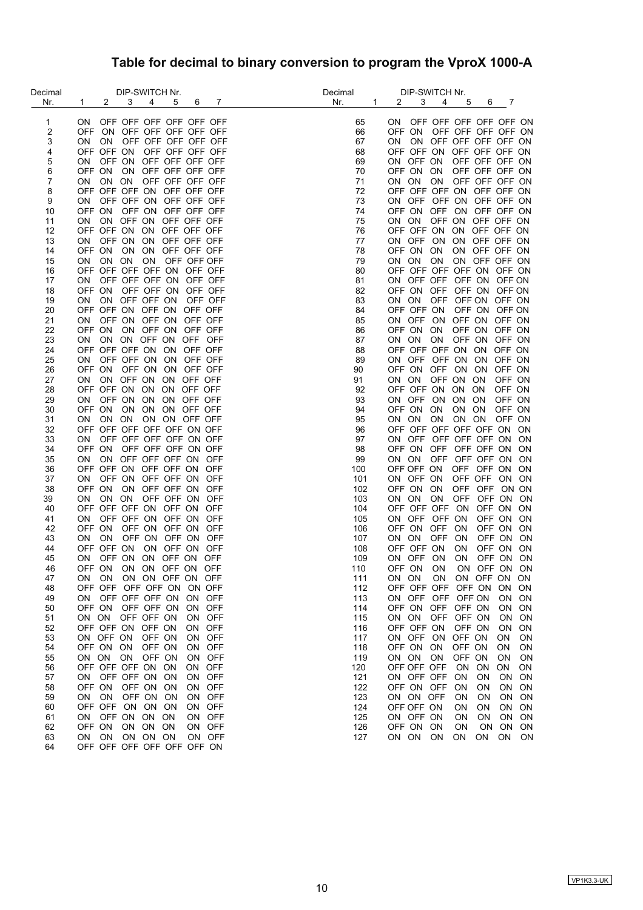# Table for decimal to binary conversion to program the VproX 1000-A

| Decimal Nr. | DIP-SWITCH Nr. 1 | 2 | 3 | 4 | 5 | 6 | 7 |
|---|---|---|---|---|---|---|---|
| 1 | ON | OFF | OFF | OFF | OFF | OFF | OFF |
| 2 | OFF | ON | OFF | OFF | OFF | OFF | OFF |
| 3 | ON | ON | OFF | OFF | OFF | OFF | OFF |
| 4 | OFF | OFF | ON | OFF | OFF | OFF | OFF |
| 5 | ON | OFF | ON | OFF | OFF | OFF | OFF |
| 6 | OFF | ON | ON | OFF | OFF | OFF | OFF |
| 7 | ON | ON | ON | OFF | OFF | OFF | OFF |
| 8 | OFF | OFF | OFF | ON | OFF | OFF | OFF |
| 9 | ON | OFF | OFF | ON | OFF | OFF | OFF |
| 10 | OFF | ON | OFF | ON | OFF | OFF | OFF |
| 11 | ON | ON | OFF | ON | OFF | OFF | OFF |
| 12 | OFF | OFF | ON | ON | OFF | OFF | OFF |
| 13 | ON | OFF | ON | ON | OFF | OFF | OFF |
| 14 | OFF | ON | ON | ON | OFF | OFF | OFF |
| 15 | ON | ON | ON | ON | OFF | OFF | OFF |
| 16 | OFF | OFF | OFF | OFF | ON | OFF | OFF |
| 17 | ON | OFF | OFF | OFF | ON | OFF | OFF |
| 18 | OFF | ON | OFF | OFF | ON | OFF | OFF |
| 19 | ON | ON | OFF | OFF | ON | OFF | OFF |
| 20 | OFF | OFF | ON | OFF | ON | OFF | OFF |
| 21 | ON | OFF | ON | OFF | ON | OFF | OFF |
| 22 | OFF | ON | ON | OFF | ON | OFF | OFF |
| 23 | ON | ON | ON | OFF | ON | OFF | OFF |
| 24 | OFF | OFF | OFF | ON | ON | OFF | OFF |
| 25 | ON | OFF | OFF | ON | ON | OFF | OFF |
| 26 | OFF | ON | OFF | ON | ON | OFF | OFF |
| 27 | ON | ON | OFF | ON | ON | OFF | OFF |
| 28 | OFF | OFF | ON | ON | ON | OFF | OFF |
| 29 | ON | OFF | ON | ON | ON | OFF | OFF |
| 30 | OFF | ON | ON | ON | ON | OFF | OFF |
| 31 | ON | ON | ON | ON | ON | OFF | OFF |
| 32 | OFF | OFF | OFF | OFF | OFF | ON | OFF |
| 33 | ON | OFF | OFF | OFF | OFF | ON | OFF |
| 34 | OFF | ON | OFF | OFF | OFF | ON | OFF |
| 35 | ON | ON | OFF | OFF | OFF | ON | OFF |
| 36 | OFF | OFF | ON | OFF | OFF | ON | OFF |
| 37 | ON | OFF | ON | OFF | OFF | ON | OFF |
| 38 | OFF | ON | ON | OFF | OFF | ON | OFF |
| 39 | ON | ON | ON | OFF | OFF | ON | OFF |
| 40 | OFF | OFF | OFF | ON | OFF | ON | OFF |
| 41 | ON | OFF | OFF | ON | OFF | ON | OFF |
| 42 | OFF | ON | OFF | ON | OFF | ON | OFF |
| 43 | ON | ON | OFF | ON | OFF | ON | OFF |
| 44 | OFF | OFF | ON | ON | OFF | ON | OFF |
| 45 | ON | OFF | ON | ON | OFF | ON | OFF |
| 46 | OFF | ON | ON | ON | OFF | ON | OFF |
| 47 | ON | ON | ON | ON | OFF | ON | OFF |
| 48 | OFF | OFF | OFF | OFF | ON | ON | OFF |
| 49 | ON | OFF | OFF | OFF | ON | ON | OFF |
| 50 | OFF | ON | OFF | OFF | ON | ON | OFF |
| 51 | ON | ON | OFF | OFF | ON | ON | OFF |
| 52 | OFF | OFF | ON | OFF | ON | ON | OFF |
| 53 | ON | OFF | ON | OFF | ON | ON | OFF |
| 54 | OFF | ON | ON | OFF | ON | ON | OFF |
| 55 | ON | ON | ON | OFF | ON | ON | OFF |
| 56 | OFF | OFF | OFF | ON | ON | ON | OFF |
| 57 | ON | OFF | OFF | ON | ON | ON | OFF |
| 58 | OFF | ON | OFF | ON | ON | ON | OFF |
| 59 | ON | ON | OFF | ON | ON | ON | OFF |
| 60 | OFF | OFF | ON | ON | ON | ON | OFF |
| 61 | ON | OFF | ON | ON | ON | ON | OFF |
| 62 | OFF | ON | ON | ON | ON | ON | OFF |
| 63 | ON | ON | ON | ON | ON | ON | OFF |
| 64 | OFF | OFF | OFF | OFF | OFF | OFF | ON |
| 65 | ON | OFF | OFF | OFF | OFF | OFF | ON |
| 66 | OFF | ON | OFF | OFF | OFF | OFF | ON |
| 67 | ON | ON | OFF | OFF | OFF | OFF | ON |
| 68 | OFF | OFF | ON | OFF | OFF | OFF | ON |
| 69 | ON | OFF | ON | OFF | OFF | OFF | ON |
| 70 | OFF | ON | ON | OFF | OFF | OFF | ON |
| 71 | ON | ON | ON | OFF | OFF | OFF | ON |
| 72 | OFF | OFF | OFF | ON | OFF | OFF | ON |
| 73 | ON | OFF | OFF | ON | OFF | OFF | ON |
| 74 | OFF | ON | OFF | ON | OFF | OFF | ON |
| 75 | ON | ON | OFF | ON | OFF | OFF | ON |
| 76 | OFF | OFF | ON | ON | OFF | OFF | ON |
| 77 | ON | OFF | ON | ON | OFF | OFF | ON |
| 78 | OFF | ON | ON | ON | OFF | OFF | ON |
| 79 | ON | ON | ON | ON | OFF | OFF | ON |
| 80 | OFF | OFF | OFF | OFF | ON | OFF | ON |
| 81 | ON | OFF | OFF | OFF | ON | OFF | ON |
| 82 | OFF | ON | OFF | OFF | ON | OFF | ON |
| 83 | ON | ON | OFF | OFF | ON | OFF | ON |
| 84 | OFF | OFF | ON | OFF | ON | OFF | ON |
| 85 | ON | OFF | ON | OFF | ON | OFF | ON |
| 86 | OFF | ON | ON | OFF | ON | OFF | ON |
| 87 | ON | ON | ON | OFF | ON | OFF | ON |
| 88 | OFF | OFF | OFF | ON | ON | OFF | ON |
| 89 | ON | OFF | OFF | ON | ON | OFF | ON |
| 90 | OFF | ON | OFF | ON | ON | OFF | ON |
| 91 | ON | ON | OFF | ON | ON | OFF | ON |
| 92 | OFF | OFF | ON | ON | ON | OFF | ON |
| 93 | ON | OFF | ON | ON | ON | OFF | ON |
| 94 | OFF | ON | ON | ON | ON | OFF | ON |
| 95 | ON | ON | ON | ON | ON | OFF | ON |
| 96 | OFF | OFF | OFF | OFF | OFF | ON | ON |
| 97 | ON | OFF | OFF | OFF | OFF | ON | ON |
| 98 | OFF | ON | OFF | OFF | OFF | ON | ON |
| 99 | ON | ON | OFF | OFF | OFF | ON | ON |
| 100 | OFF | OFF | ON | OFF | OFF | ON | ON |
| 101 | ON | OFF | ON | OFF | OFF | ON | ON |
| 102 | OFF | ON | ON | OFF | OFF | ON | ON |
| 103 | ON | ON | ON | OFF | OFF | ON | ON |
| 104 | OFF | OFF | OFF | ON | OFF | ON | ON |
| 105 | ON | OFF | OFF | ON | OFF | ON | ON |
| 106 | OFF | ON | OFF | ON | OFF | ON | ON |
| 107 | ON | ON | OFF | ON | OFF | ON | ON |
| 108 | OFF | OFF | ON | ON | OFF | ON | ON |
| 109 | ON | OFF | ON | ON | OFF | ON | ON |
| 110 | OFF | ON | ON | ON | OFF | ON | ON |
| 111 | ON | ON | ON | ON | OFF | ON | ON |
| 112 | OFF | OFF | OFF | OFF | ON | ON | ON |
| 113 | ON | OFF | OFF | OFF | ON | ON | ON |
| 114 | OFF | ON | OFF | OFF | ON | ON | ON |
| 115 | ON | ON | OFF | OFF | ON | ON | ON |
| 116 | OFF | OFF | ON | OFF | ON | ON | ON |
| 117 | ON | OFF | ON | OFF | ON | ON | ON |
| 118 | OFF | ON | ON | OFF | ON | ON | ON |
| 119 | ON | ON | ON | OFF | ON | ON | ON |
| 120 | OFF | OFF | OFF | ON | ON | ON | ON |
| 121 | ON | OFF | OFF | ON | ON | ON | ON |
| 122 | OFF | ON | OFF | ON | ON | ON | ON |
| 123 | ON | ON | OFF | ON | ON | ON | ON |
| 124 | OFF | OFF | ON | ON | ON | ON | ON |
| 125 | ON | OFF | ON | ON | ON | ON | ON |
| 126 | OFF | ON | ON | ON | ON | ON | ON |
| 127 | ON | ON | ON | ON | ON | ON | ON |

VP1K3.3-UK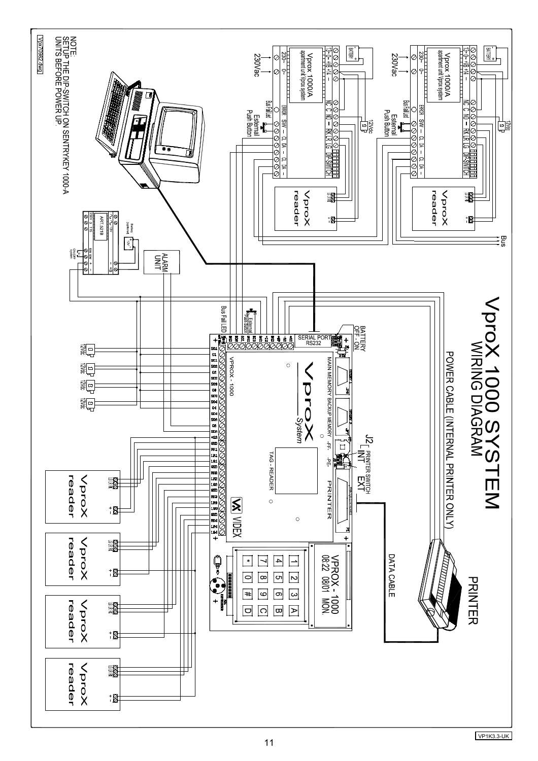# VproX 1000 SYSTEM

## WIRING DIAGRAM

POWER CABLE (INTERNAL PRINTER ONLY)

PRINTER

DATA CABLE

J2

PRINTER SWITCH

INT EXT

BATTERY OFF - ON

SERIAL PORT RS232

MAIN MEMORY BACKUP MEMORY

TAG - READER

VPROX - 1000

VPROX - 1000
08:22 08/01 MON.

Bus Fail LED

External Push Button

12Vdc

ALARM UNIT

ART. 521B

Battery (optional)

ON/OFF system

Vprox 1000/A apartment unit Vprox system

230Vac

BATTERY

External Push Button

Bus Fail Led

Bus

Vprox reader

NOTE:
SETUP THE DIP-SWITCH ON SENTRYKEY 1000-A UNITS BEFORE POWER UP.

Vpx70982.dwg

VP1K3.3-UK